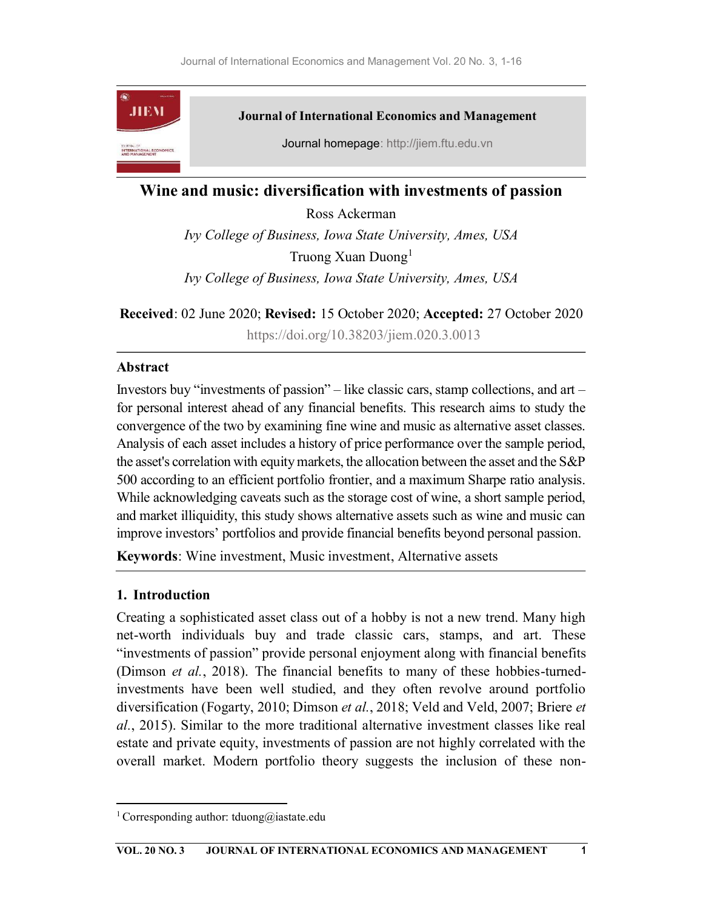# Wine and music: diversification with investments of passion

Ross Ackerman

*Ivy College of Business, Iowa State University, Ames, USA*

Truong Xuan Duong[1]

*Ivy College of Business, Iowa State University, Ames, USA*

**Received**: 02 June 2020; **Revised:** 15 October 2020; **Accepted:** 27 October 2020

https://doi.org/10.38203/jiem.020.3.0013

## Abstract

Investors buy "investments of passion" – like classic cars, stamp collections, and art – for personal interest ahead of any financial benefits. This research aims to study the convergence of the two by examining fine wine and music as alternative asset classes. Analysis of each asset includes a history of price performance over the sample period, the asset's correlation with equity markets, the allocation between the asset and the S&P 500 according to an efficient portfolio frontier, and a maximum Sharpe ratio analysis. While acknowledging caveats such as the storage cost of wine, a short sample period, and market illiquidity, this study shows alternative assets such as wine and music can improve investors' portfolios and provide financial benefits beyond personal passion.

**Keywords**: Wine investment, Music investment, Alternative assets

## 1. Introduction

Creating a sophisticated asset class out of a hobby is not a new trend. Many high net-worth individuals buy and trade classic cars, stamps, and art. These "investments of passion" provide personal enjoyment along with financial benefits (Dimson *et al.*, 2018). The financial benefits to many of these hobbies-turned-investments have been well studied, and they often revolve around portfolio diversification (Fogarty, 2010; Dimson *et al.*, 2018; Veld and Veld, 2007; Briere *et al.*, 2015). Similar to the more traditional alternative investment classes like real estate and private equity, investments of passion are not highly correlated with the overall market. Modern portfolio theory suggests the inclusion of these non-

[1] Corresponding author: tduong@iastate.edu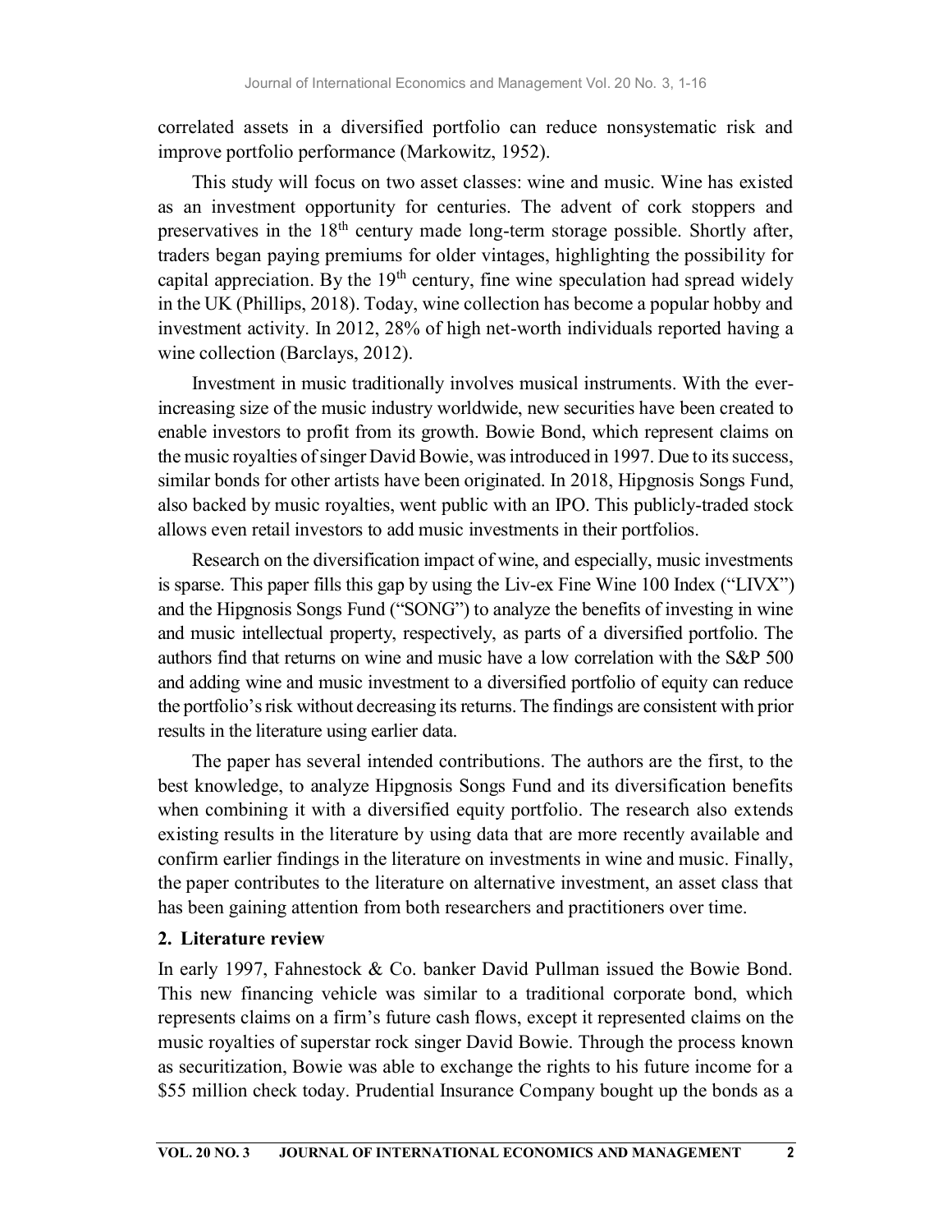correlated assets in a diversified portfolio can reduce nonsystematic risk and improve portfolio performance (Markowitz, 1952).

This study will focus on two asset classes: wine and music. Wine has existed as an investment opportunity for centuries. The advent of cork stoppers and preservatives in the 18th century made long-term storage possible. Shortly after, traders began paying premiums for older vintages, highlighting the possibility for capital appreciation. By the 19th century, fine wine speculation had spread widely in the UK (Phillips, 2018). Today, wine collection has become a popular hobby and investment activity. In 2012, 28% of high net-worth individuals reported having a wine collection (Barclays, 2012).

Investment in music traditionally involves musical instruments. With the ever-increasing size of the music industry worldwide, new securities have been created to enable investors to profit from its growth. Bowie Bond, which represent claims on the music royalties of singer David Bowie, was introduced in 1997. Due to its success, similar bonds for other artists have been originated. In 2018, Hipgnosis Songs Fund, also backed by music royalties, went public with an IPO. This publicly-traded stock allows even retail investors to add music investments in their portfolios.

Research on the diversification impact of wine, and especially, music investments is sparse. This paper fills this gap by using the Liv-ex Fine Wine 100 Index ("LIVX") and the Hipgnosis Songs Fund ("SONG") to analyze the benefits of investing in wine and music intellectual property, respectively, as parts of a diversified portfolio. The authors find that returns on wine and music have a low correlation with the S&P 500 and adding wine and music investment to a diversified portfolio of equity can reduce the portfolio's risk without decreasing its returns. The findings are consistent with prior results in the literature using earlier data.

The paper has several intended contributions. The authors are the first, to the best knowledge, to analyze Hipgnosis Songs Fund and its diversification benefits when combining it with a diversified equity portfolio. The research also extends existing results in the literature by using data that are more recently available and confirm earlier findings in the literature on investments in wine and music. Finally, the paper contributes to the literature on alternative investment, an asset class that has been gaining attention from both researchers and practitioners over time.

## 2. Literature review

In early 1997, Fahnestock & Co. banker David Pullman issued the Bowie Bond. This new financing vehicle was similar to a traditional corporate bond, which represents claims on a firm's future cash flows, except it represented claims on the music royalties of superstar rock singer David Bowie. Through the process known as securitization, Bowie was able to exchange the rights to his future income for a $55 million check today. Prudential Insurance Company bought up the bonds as a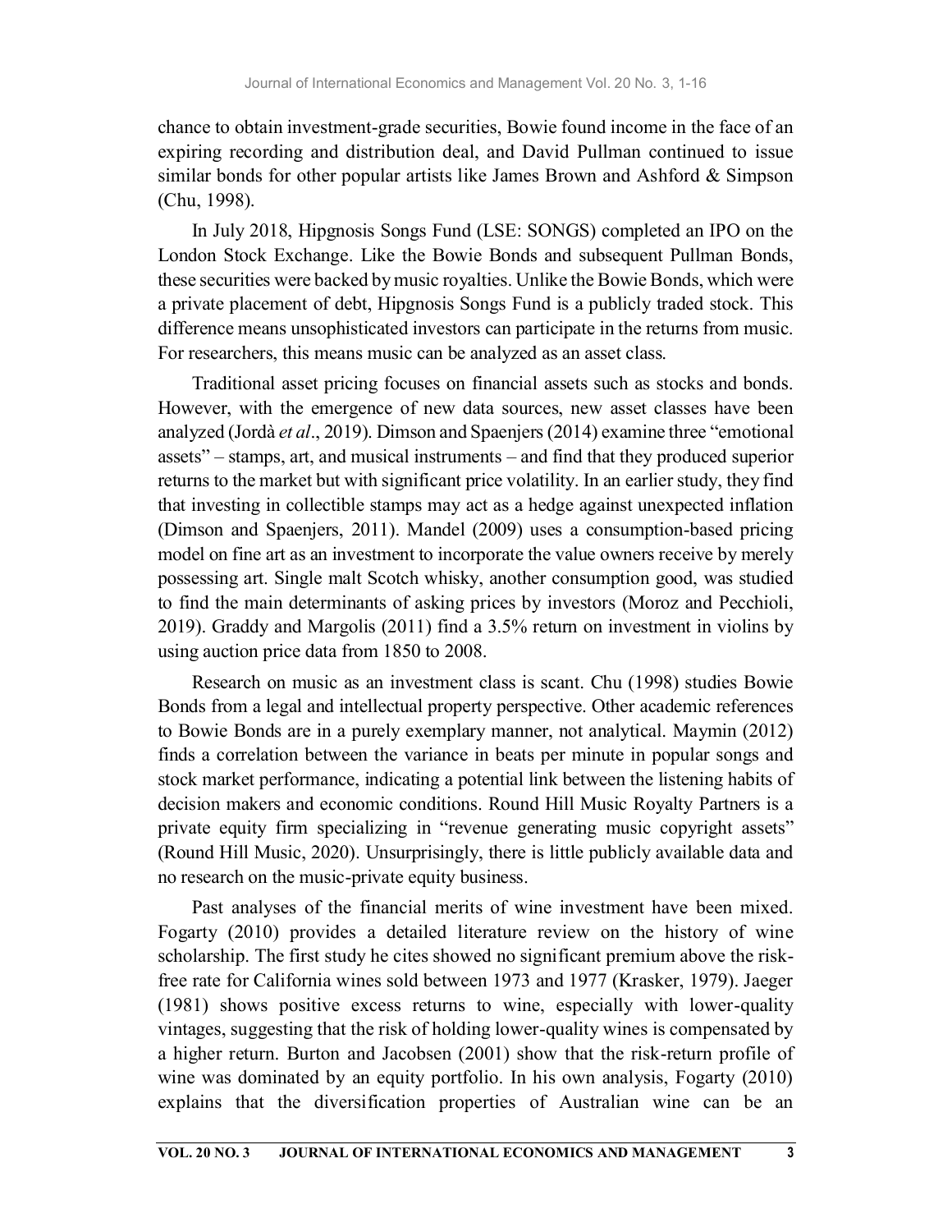chance to obtain investment-grade securities, Bowie found income in the face of an expiring recording and distribution deal, and David Pullman continued to issue similar bonds for other popular artists like James Brown and Ashford & Simpson (Chu, 1998).

In July 2018, Hipgnosis Songs Fund (LSE: SONGS) completed an IPO on the London Stock Exchange. Like the Bowie Bonds and subsequent Pullman Bonds, these securities were backed by music royalties. Unlike the Bowie Bonds, which were a private placement of debt, Hipgnosis Songs Fund is a publicly traded stock. This difference means unsophisticated investors can participate in the returns from music. For researchers, this means music can be analyzed as an asset class.

Traditional asset pricing focuses on financial assets such as stocks and bonds. However, with the emergence of new data sources, new asset classes have been analyzed (Jordà *et al*., 2019). Dimson and Spaenjers (2014) examine three "emotional assets" – stamps, art, and musical instruments – and find that they produced superior returns to the market but with significant price volatility. In an earlier study, they find that investing in collectible stamps may act as a hedge against unexpected inflation (Dimson and Spaenjers, 2011). Mandel (2009) uses a consumption-based pricing model on fine art as an investment to incorporate the value owners receive by merely possessing art. Single malt Scotch whisky, another consumption good, was studied to find the main determinants of asking prices by investors (Moroz and Pecchioli, 2019). Graddy and Margolis (2011) find a 3.5% return on investment in violins by using auction price data from 1850 to 2008.

Research on music as an investment class is scant. Chu (1998) studies Bowie Bonds from a legal and intellectual property perspective. Other academic references to Bowie Bonds are in a purely exemplary manner, not analytical. Maymin (2012) finds a correlation between the variance in beats per minute in popular songs and stock market performance, indicating a potential link between the listening habits of decision makers and economic conditions. Round Hill Music Royalty Partners is a private equity firm specializing in "revenue generating music copyright assets" (Round Hill Music, 2020). Unsurprisingly, there is little publicly available data and no research on the music-private equity business.

Past analyses of the financial merits of wine investment have been mixed. Fogarty (2010) provides a detailed literature review on the history of wine scholarship. The first study he cites showed no significant premium above the risk-free rate for California wines sold between 1973 and 1977 (Krasker, 1979). Jaeger (1981) shows positive excess returns to wine, especially with lower-quality vintages, suggesting that the risk of holding lower-quality wines is compensated by a higher return. Burton and Jacobsen (2001) show that the risk-return profile of wine was dominated by an equity portfolio. In his own analysis, Fogarty (2010) explains that the diversification properties of Australian wine can be an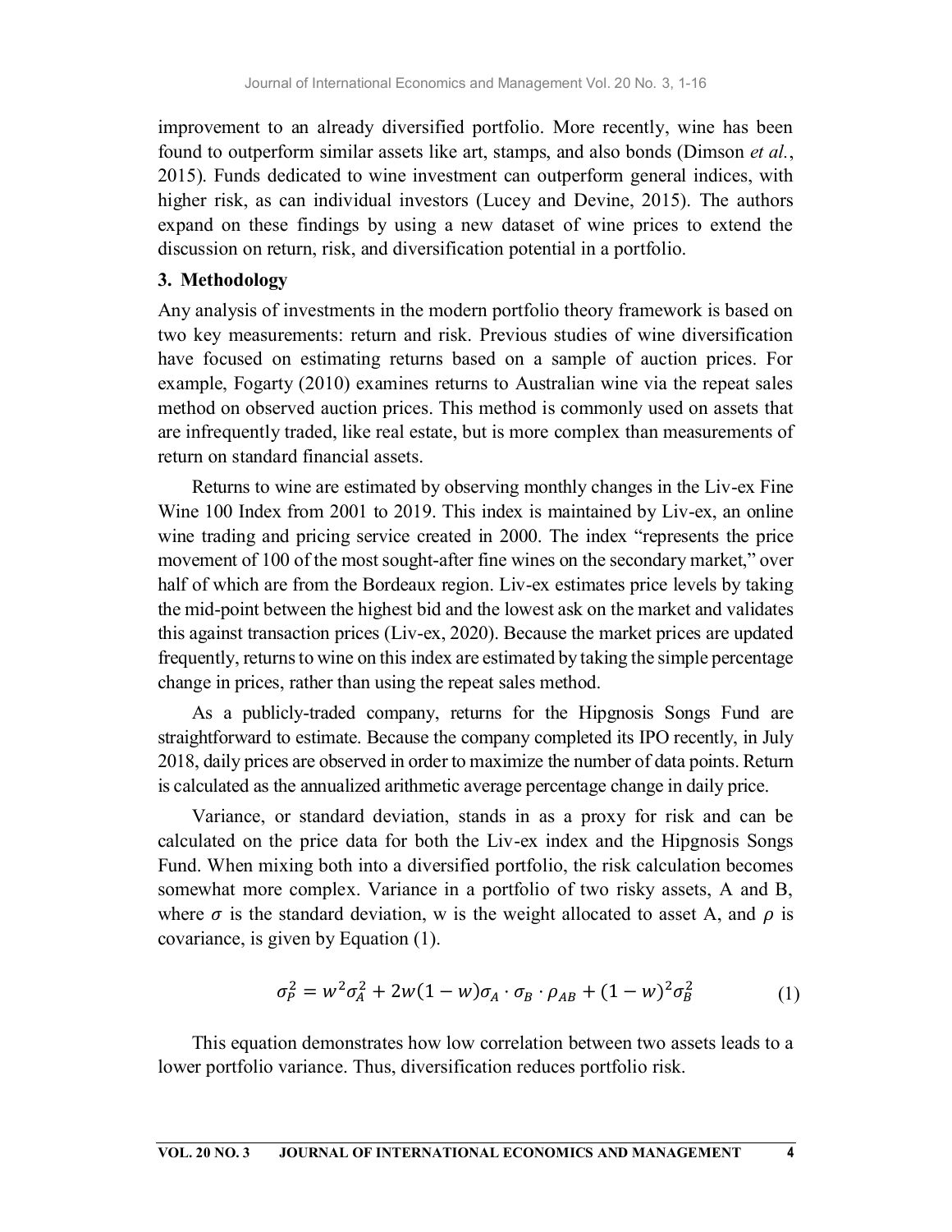improvement to an already diversified portfolio. More recently, wine has been found to outperform similar assets like art, stamps, and also bonds (Dimson *et al.*, 2015). Funds dedicated to wine investment can outperform general indices, with higher risk, as can individual investors (Lucey and Devine, 2015). The authors expand on these findings by using a new dataset of wine prices to extend the discussion on return, risk, and diversification potential in a portfolio.

## 3. Methodology

Any analysis of investments in the modern portfolio theory framework is based on two key measurements: return and risk. Previous studies of wine diversification have focused on estimating returns based on a sample of auction prices. For example, Fogarty (2010) examines returns to Australian wine via the repeat sales method on observed auction prices. This method is commonly used on assets that are infrequently traded, like real estate, but is more complex than measurements of return on standard financial assets.

Returns to wine are estimated by observing monthly changes in the Liv-ex Fine Wine 100 Index from 2001 to 2019. This index is maintained by Liv-ex, an online wine trading and pricing service created in 2000. The index "represents the price movement of 100 of the most sought-after fine wines on the secondary market," over half of which are from the Bordeaux region. Liv-ex estimates price levels by taking the mid-point between the highest bid and the lowest ask on the market and validates this against transaction prices (Liv-ex, 2020). Because the market prices are updated frequently, returns to wine on this index are estimated by taking the simple percentage change in prices, rather than using the repeat sales method.

As a publicly-traded company, returns for the Hipgnosis Songs Fund are straightforward to estimate. Because the company completed its IPO recently, in July 2018, daily prices are observed in order to maximize the number of data points. Return is calculated as the annualized arithmetic average percentage change in daily price.

Variance, or standard deviation, stands in as a proxy for risk and can be calculated on the price data for both the Liv-ex index and the Hipgnosis Songs Fund. When mixing both into a diversified portfolio, the risk calculation becomes somewhat more complex. Variance in a portfolio of two risky assets, A and B, where $\sigma$ is the standard deviation, w is the weight allocated to asset A, and $\rho$ is covariance, is given by Equation (1).

$$\sigma_P^2 = w^2\sigma_A^2 + 2w(1-w)\sigma_A \cdot \sigma_B \cdot \rho_{AB} + (1-w)^2\sigma_B^2 \tag{1}$$

This equation demonstrates how low correlation between two assets leads to a lower portfolio variance. Thus, diversification reduces portfolio risk.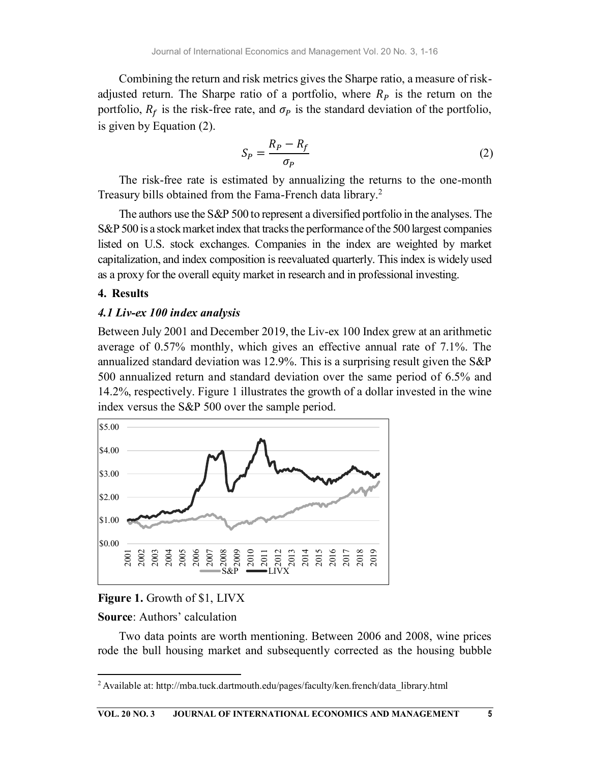Combining the return and risk metrics gives the Sharpe ratio, a measure of risk-adjusted return. The Sharpe ratio of a portfolio, where $R_P$ is the return on the portfolio, $R_f$ is the risk-free rate, and $\sigma_P$ is the standard deviation of the portfolio, is given by Equation (2).

$$S_P = \frac{R_P - R_f}{\sigma_P} \tag{2}$$

The risk-free rate is estimated by annualizing the returns to the one-month Treasury bills obtained from the Fama-French data library.[2]

The authors use the S&P 500 to represent a diversified portfolio in the analyses. The S&P 500 is a stock market index that tracks the performance of the 500 largest companies listed on U.S. stock exchanges. Companies in the index are weighted by market capitalization, and index composition is reevaluated quarterly. This index is widely used as a proxy for the overall equity market in research and in professional investing.

## 4. Results

### *4.1 Liv-ex 100 index analysis*

Between July 2001 and December 2019, the Liv-ex 100 Index grew at an arithmetic average of 0.57% monthly, which gives an effective annual rate of 7.1%. The annualized standard deviation was 12.9%. This is a surprising result given the S&P 500 annualized return and standard deviation over the same period of 6.5% and 14.2%, respectively. Figure 1 illustrates the growth of a dollar invested in the wine index versus the S&P 500 over the sample period.

**Figure 1.** Growth of $1, LIVX

**Source**: Authors' calculation

Two data points are worth mentioning. Between 2006 and 2008, wine prices rode the bull housing market and subsequently corrected as the housing bubble

[2] Available at: http://mba.tuck.dartmouth.edu/pages/faculty/ken.french/data_library.html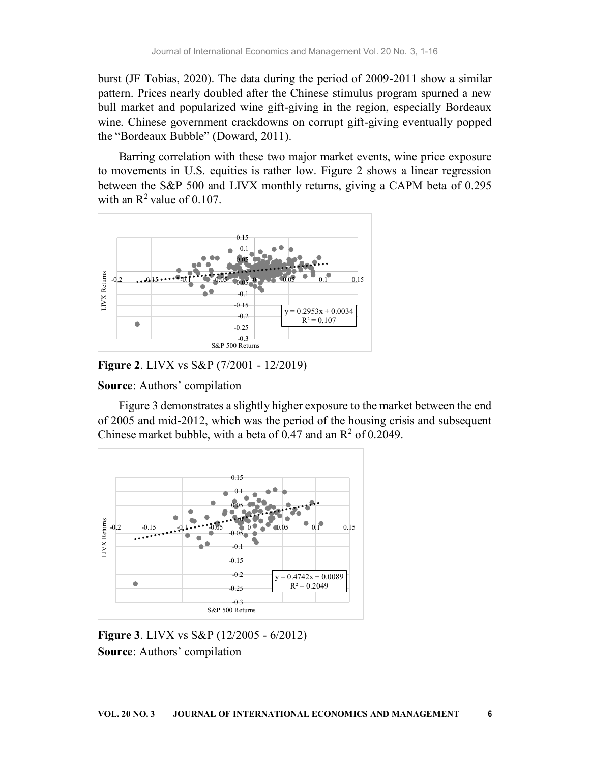burst (JF Tobias, 2020). The data during the period of 2009-2011 show a similar pattern. Prices nearly doubled after the Chinese stimulus program spurned a new bull market and popularized wine gift-giving in the region, especially Bordeaux wine. Chinese government crackdowns on corrupt gift-giving eventually popped the "Bordeaux Bubble" (Doward, 2011).

Barring correlation with these two major market events, wine price exposure to movements in U.S. equities is rather low. Figure 2 shows a linear regression between the S&P 500 and LIVX monthly returns, giving a CAPM beta of 0.295 with an $R^2$ value of 0.107.

**Figure 2**. LIVX vs S&P (7/2001 - 12/2019)

**Source**: Authors' compilation

Figure 3 demonstrates a slightly higher exposure to the market between the end of 2005 and mid-2012, which was the period of the housing crisis and subsequent Chinese market bubble, with a beta of 0.47 and an $R^2$ of 0.2049.

**Figure 3**. LIVX vs S&P (12/2005 - 6/2012)

**Source**: Authors' compilation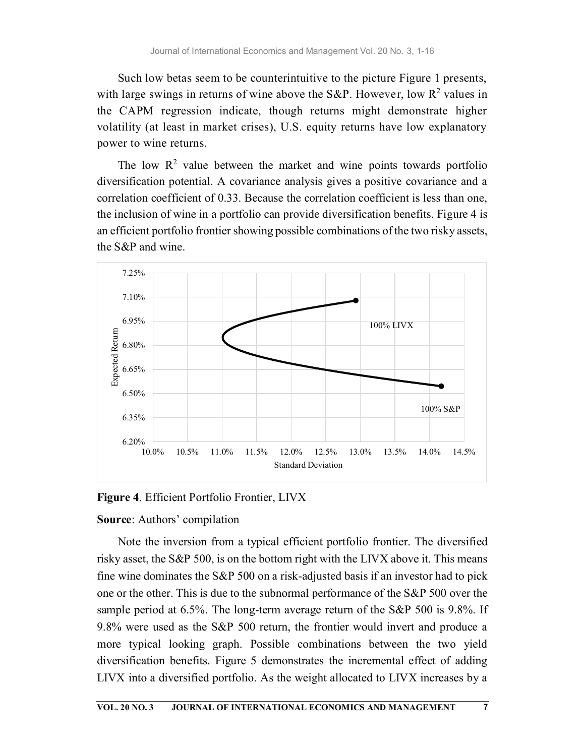Such low betas seem to be counterintuitive to the picture Figure 1 presents, with large swings in returns of wine above the S&P. However, low $R^2$ values in the CAPM regression indicate, though returns might demonstrate higher volatility (at least in market crises), U.S. equity returns have low explanatory power to wine returns.

The low $R^2$ value between the market and wine points towards portfolio diversification potential. A covariance analysis gives a positive covariance and a correlation coefficient of 0.33. Because the correlation coefficient is less than one, the inclusion of wine in a portfolio can provide diversification benefits. Figure 4 is an efficient portfolio frontier showing possible combinations of the two risky assets, the S&P and wine.

**Figure 4**. Efficient Portfolio Frontier, LIVX

**Source**: Authors' compilation

Note the inversion from a typical efficient portfolio frontier. The diversified risky asset, the S&P 500, is on the bottom right with the LIVX above it. This means fine wine dominates the S&P 500 on a risk-adjusted basis if an investor had to pick one or the other. This is due to the subnormal performance of the S&P 500 over the sample period at 6.5%. The long-term average return of the S&P 500 is 9.8%. If 9.8% were used as the S&P 500 return, the frontier would invert and produce a more typical looking graph. Possible combinations between the two yield diversification benefits. Figure 5 demonstrates the incremental effect of adding LIVX into a diversified portfolio. As the weight allocated to LIVX increases by a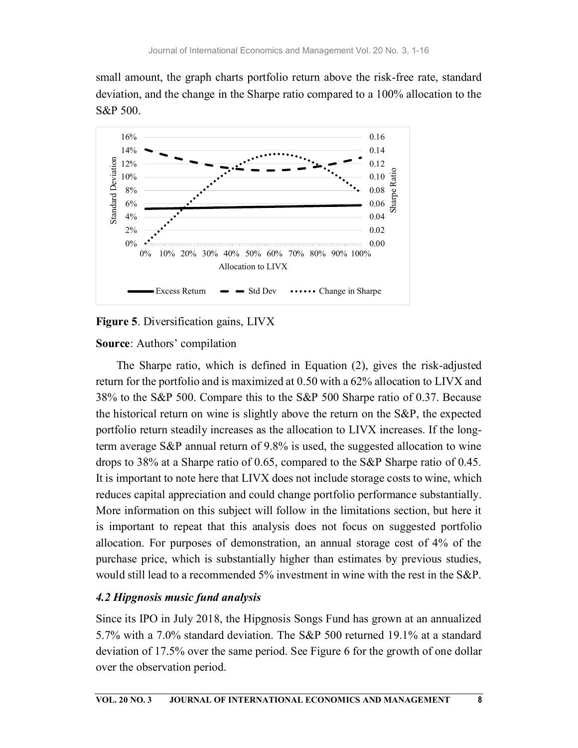small amount, the graph charts portfolio return above the risk-free rate, standard deviation, and the change in the Sharpe ratio compared to a 100% allocation to the S&P 500.

**Figure 5**. Diversification gains, LIVX

**Source**: Authors' compilation

The Sharpe ratio, which is defined in Equation (2), gives the risk-adjusted return for the portfolio and is maximized at 0.50 with a 62% allocation to LIVX and 38% to the S&P 500. Compare this to the S&P 500 Sharpe ratio of 0.37. Because the historical return on wine is slightly above the return on the S&P, the expected portfolio return steadily increases as the allocation to LIVX increases. If the long-term average S&P annual return of 9.8% is used, the suggested allocation to wine drops to 38% at a Sharpe ratio of 0.65, compared to the S&P Sharpe ratio of 0.45. It is important to note here that LIVX does not include storage costs to wine, which reduces capital appreciation and could change portfolio performance substantially. More information on this subject will follow in the limitations section, but here it is important to repeat that this analysis does not focus on suggested portfolio allocation. For purposes of demonstration, an annual storage cost of 4% of the purchase price, which is substantially higher than estimates by previous studies, would still lead to a recommended 5% investment in wine with the rest in the S&P.

### *4.2 Hipgnosis music fund analysis*

Since its IPO in July 2018, the Hipgnosis Songs Fund has grown at an annualized 5.7% with a 7.0% standard deviation. The S&P 500 returned 19.1% at a standard deviation of 17.5% over the same period. See Figure 6 for the growth of one dollar over the observation period.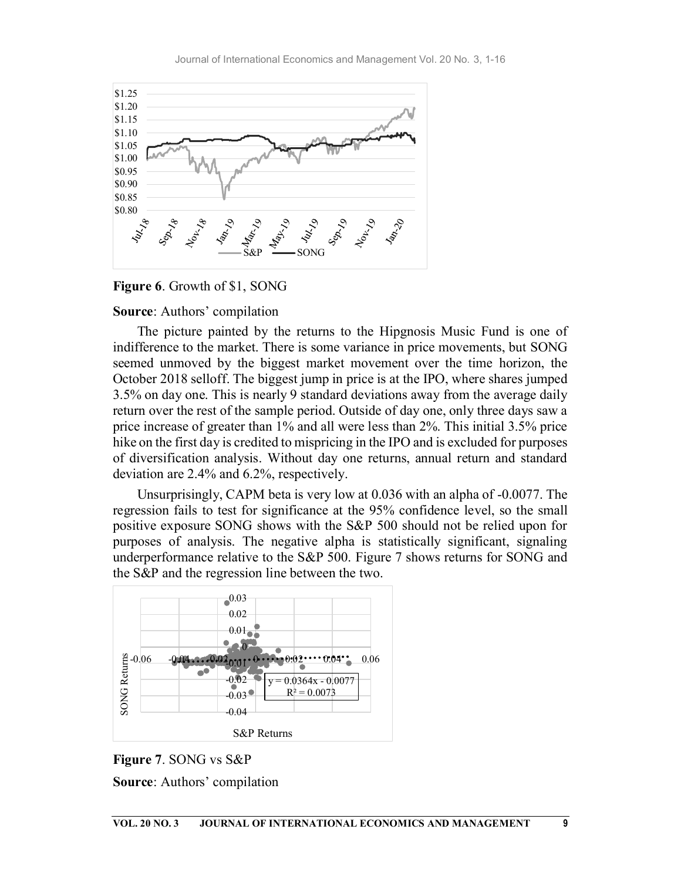**Figure 6**. Growth of $1, SONG

**Source**: Authors' compilation

The picture painted by the returns to the Hipgnosis Music Fund is one of indifference to the market. There is some variance in price movements, but SONG seemed unmoved by the biggest market movement over the time horizon, the October 2018 selloff. The biggest jump in price is at the IPO, where shares jumped 3.5% on day one. This is nearly 9 standard deviations away from the average daily return over the rest of the sample period. Outside of day one, only three days saw a price increase of greater than 1% and all were less than 2%. This initial 3.5% price hike on the first day is credited to mispricing in the IPO and is excluded for purposes of diversification analysis. Without day one returns, annual return and standard deviation are 2.4% and 6.2%, respectively.

Unsurprisingly, CAPM beta is very low at 0.036 with an alpha of -0.0077. The regression fails to test for significance at the 95% confidence level, so the small positive exposure SONG shows with the S&P 500 should not be relied upon for purposes of analysis. The negative alpha is statistically significant, signaling underperformance relative to the S&P 500. Figure 7 shows returns for SONG and the S&P and the regression line between the two.

**Figure 7**. SONG vs S&P

**Source**: Authors' compilation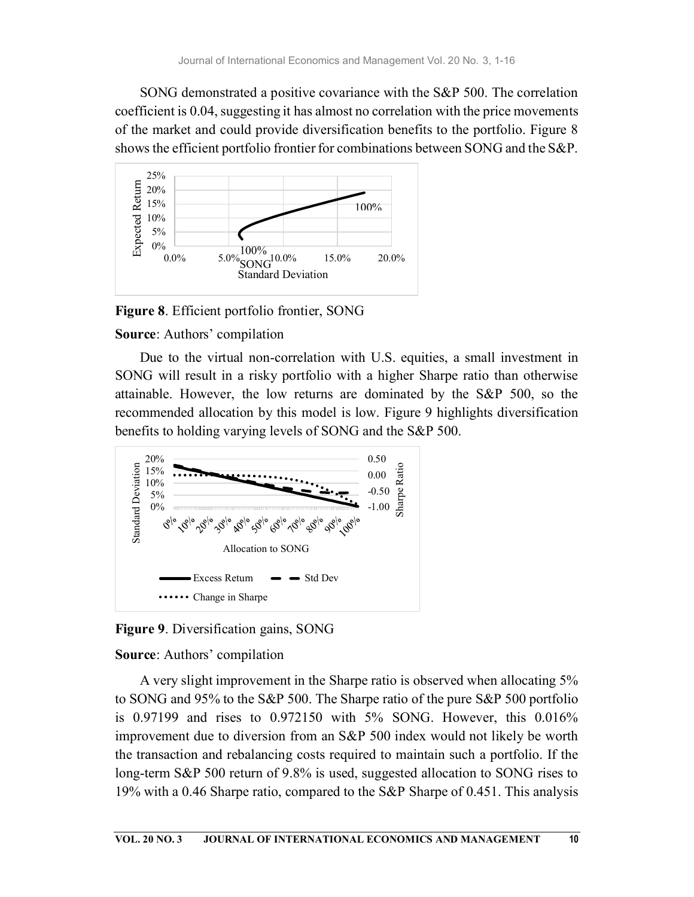SONG demonstrated a positive covariance with the S&P 500. The correlation coefficient is 0.04, suggesting it has almost no correlation with the price movements of the market and could provide diversification benefits to the portfolio. Figure 8 shows the efficient portfolio frontier for combinations between SONG and the S&P.

**Figure 8**. Efficient portfolio frontier, SONG

**Source**: Authors' compilation

Due to the virtual non-correlation with U.S. equities, a small investment in SONG will result in a risky portfolio with a higher Sharpe ratio than otherwise attainable. However, the low returns are dominated by the S&P 500, so the recommended allocation by this model is low. Figure 9 highlights diversification benefits to holding varying levels of SONG and the S&P 500.

**Figure 9**. Diversification gains, SONG

**Source**: Authors' compilation

A very slight improvement in the Sharpe ratio is observed when allocating 5% to SONG and 95% to the S&P 500. The Sharpe ratio of the pure S&P 500 portfolio is 0.97199 and rises to 0.972150 with 5% SONG. However, this 0.016% improvement due to diversion from an S&P 500 index would not likely be worth the transaction and rebalancing costs required to maintain such a portfolio. If the long-term S&P 500 return of 9.8% is used, suggested allocation to SONG rises to 19% with a 0.46 Sharpe ratio, compared to the S&P Sharpe of 0.451. This analysis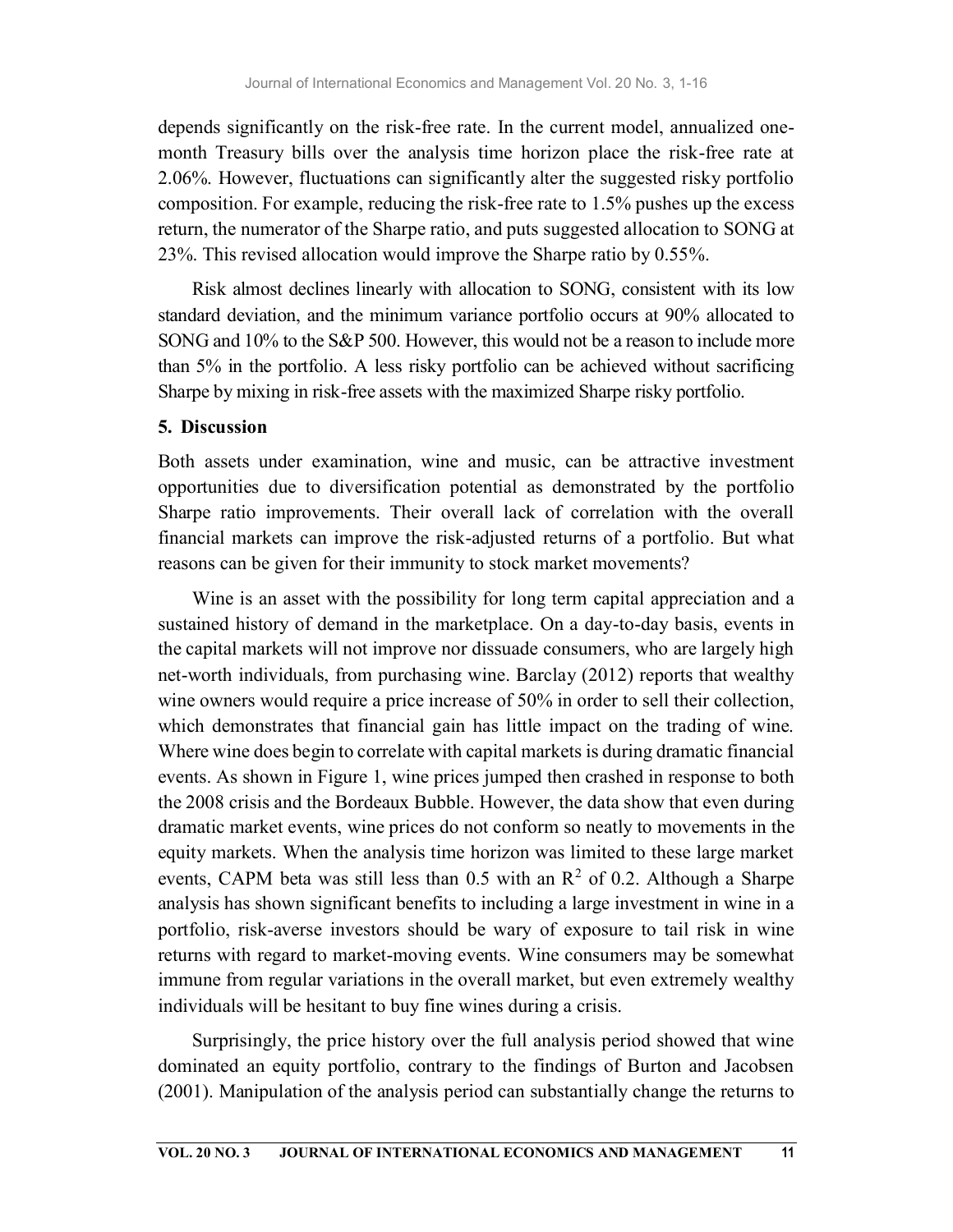depends significantly on the risk-free rate. In the current model, annualized one-month Treasury bills over the analysis time horizon place the risk-free rate at 2.06%. However, fluctuations can significantly alter the suggested risky portfolio composition. For example, reducing the risk-free rate to 1.5% pushes up the excess return, the numerator of the Sharpe ratio, and puts suggested allocation to SONG at 23%. This revised allocation would improve the Sharpe ratio by 0.55%.

Risk almost declines linearly with allocation to SONG, consistent with its low standard deviation, and the minimum variance portfolio occurs at 90% allocated to SONG and 10% to the S&P 500. However, this would not be a reason to include more than 5% in the portfolio. A less risky portfolio can be achieved without sacrificing Sharpe by mixing in risk-free assets with the maximized Sharpe risky portfolio.

## 5. Discussion

Both assets under examination, wine and music, can be attractive investment opportunities due to diversification potential as demonstrated by the portfolio Sharpe ratio improvements. Their overall lack of correlation with the overall financial markets can improve the risk-adjusted returns of a portfolio. But what reasons can be given for their immunity to stock market movements?

Wine is an asset with the possibility for long term capital appreciation and a sustained history of demand in the marketplace. On a day-to-day basis, events in the capital markets will not improve nor dissuade consumers, who are largely high net-worth individuals, from purchasing wine. Barclay (2012) reports that wealthy wine owners would require a price increase of 50% in order to sell their collection, which demonstrates that financial gain has little impact on the trading of wine. Where wine does begin to correlate with capital markets is during dramatic financial events. As shown in Figure 1, wine prices jumped then crashed in response to both the 2008 crisis and the Bordeaux Bubble. However, the data show that even during dramatic market events, wine prices do not conform so neatly to movements in the equity markets. When the analysis time horizon was limited to these large market events, CAPM beta was still less than 0.5 with an $R^2$ of 0.2. Although a Sharpe analysis has shown significant benefits to including a large investment in wine in a portfolio, risk-averse investors should be wary of exposure to tail risk in wine returns with regard to market-moving events. Wine consumers may be somewhat immune from regular variations in the overall market, but even extremely wealthy individuals will be hesitant to buy fine wines during a crisis.

Surprisingly, the price history over the full analysis period showed that wine dominated an equity portfolio, contrary to the findings of Burton and Jacobsen (2001). Manipulation of the analysis period can substantially change the returns to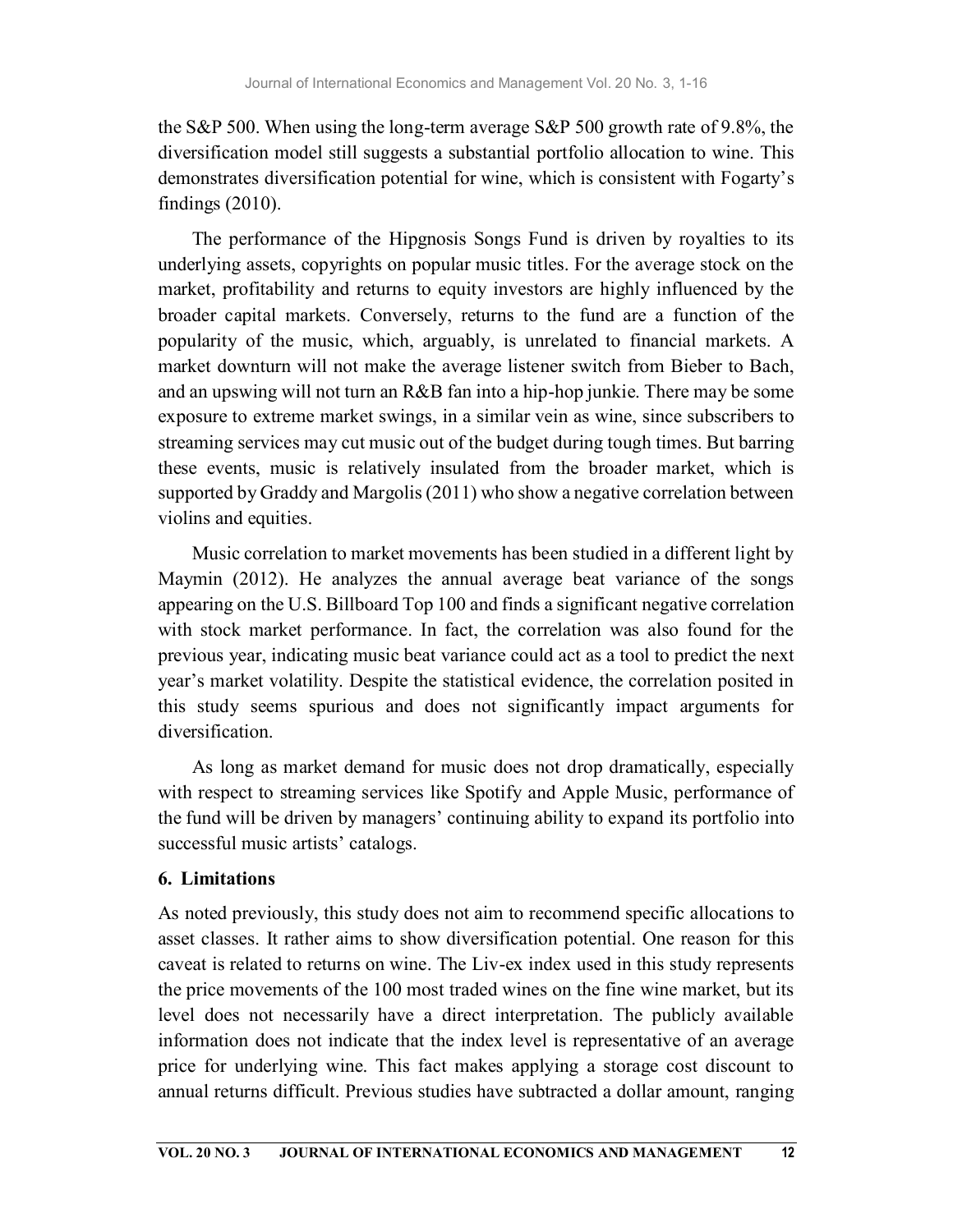the S&P 500. When using the long-term average S&P 500 growth rate of 9.8%, the diversification model still suggests a substantial portfolio allocation to wine. This demonstrates diversification potential for wine, which is consistent with Fogarty's findings (2010).

The performance of the Hipgnosis Songs Fund is driven by royalties to its underlying assets, copyrights on popular music titles. For the average stock on the market, profitability and returns to equity investors are highly influenced by the broader capital markets. Conversely, returns to the fund are a function of the popularity of the music, which, arguably, is unrelated to financial markets. A market downturn will not make the average listener switch from Bieber to Bach, and an upswing will not turn an R&B fan into a hip-hop junkie. There may be some exposure to extreme market swings, in a similar vein as wine, since subscribers to streaming services may cut music out of the budget during tough times. But barring these events, music is relatively insulated from the broader market, which is supported by Graddy and Margolis (2011) who show a negative correlation between violins and equities.

Music correlation to market movements has been studied in a different light by Maymin (2012). He analyzes the annual average beat variance of the songs appearing on the U.S. Billboard Top 100 and finds a significant negative correlation with stock market performance. In fact, the correlation was also found for the previous year, indicating music beat variance could act as a tool to predict the next year's market volatility. Despite the statistical evidence, the correlation posited in this study seems spurious and does not significantly impact arguments for diversification.

As long as market demand for music does not drop dramatically, especially with respect to streaming services like Spotify and Apple Music, performance of the fund will be driven by managers' continuing ability to expand its portfolio into successful music artists' catalogs.

## 6. Limitations

As noted previously, this study does not aim to recommend specific allocations to asset classes. It rather aims to show diversification potential. One reason for this caveat is related to returns on wine. The Liv-ex index used in this study represents the price movements of the 100 most traded wines on the fine wine market, but its level does not necessarily have a direct interpretation. The publicly available information does not indicate that the index level is representative of an average price for underlying wine. This fact makes applying a storage cost discount to annual returns difficult. Previous studies have subtracted a dollar amount, ranging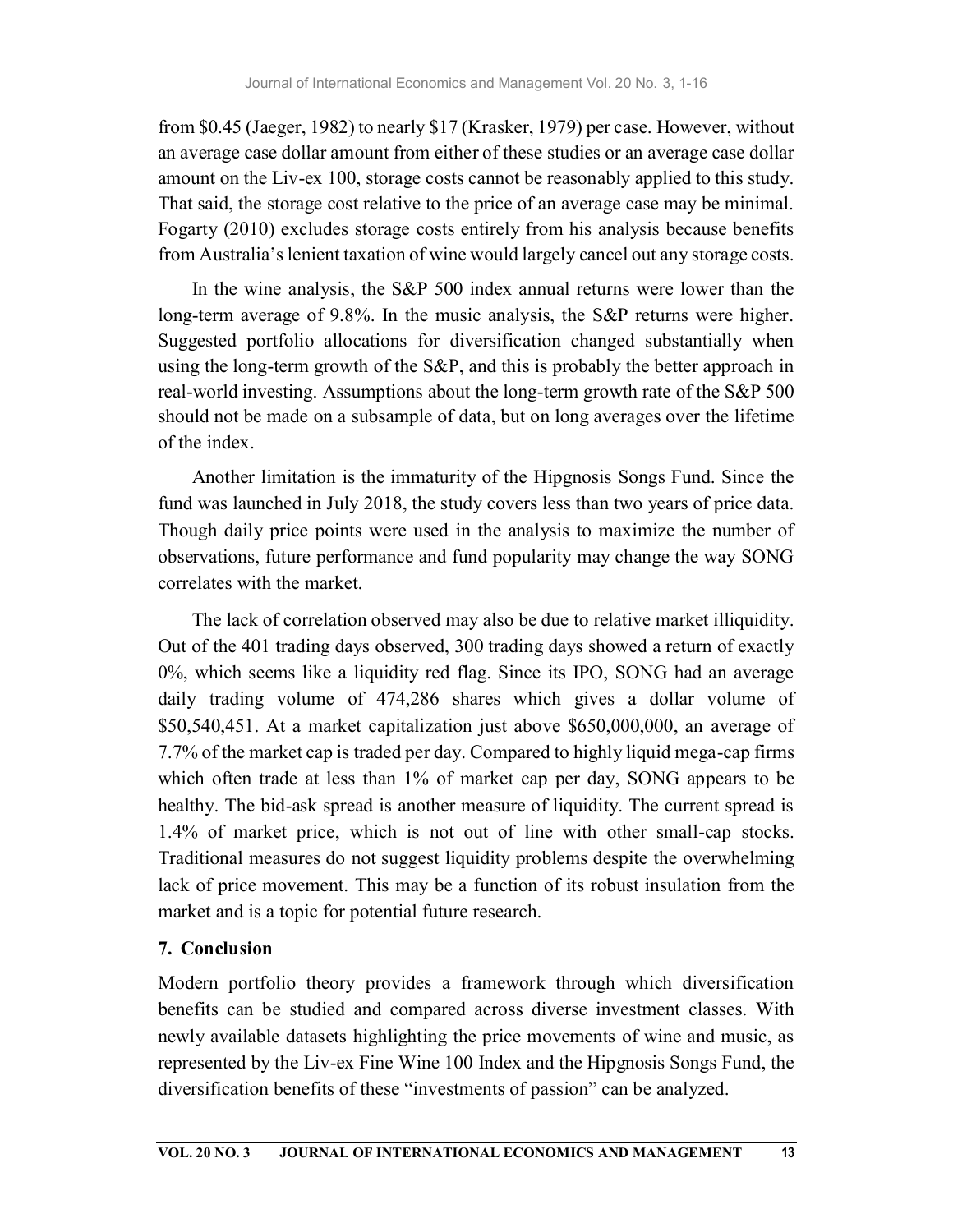from $0.45 (Jaeger, 1982) to nearly $17 (Krasker, 1979) per case. However, without an average case dollar amount from either of these studies or an average case dollar amount on the Liv-ex 100, storage costs cannot be reasonably applied to this study. That said, the storage cost relative to the price of an average case may be minimal. Fogarty (2010) excludes storage costs entirely from his analysis because benefits from Australia's lenient taxation of wine would largely cancel out any storage costs.

In the wine analysis, the S&P 500 index annual returns were lower than the long-term average of 9.8%. In the music analysis, the S&P returns were higher. Suggested portfolio allocations for diversification changed substantially when using the long-term growth of the S&P, and this is probably the better approach in real-world investing. Assumptions about the long-term growth rate of the S&P 500 should not be made on a subsample of data, but on long averages over the lifetime of the index.

Another limitation is the immaturity of the Hipgnosis Songs Fund. Since the fund was launched in July 2018, the study covers less than two years of price data. Though daily price points were used in the analysis to maximize the number of observations, future performance and fund popularity may change the way SONG correlates with the market.

The lack of correlation observed may also be due to relative market illiquidity. Out of the 401 trading days observed, 300 trading days showed a return of exactly 0%, which seems like a liquidity red flag. Since its IPO, SONG had an average daily trading volume of 474,286 shares which gives a dollar volume of $50,540,451. At a market capitalization just above $650,000,000, an average of 7.7% of the market cap is traded per day. Compared to highly liquid mega-cap firms which often trade at less than 1% of market cap per day, SONG appears to be healthy. The bid-ask spread is another measure of liquidity. The current spread is 1.4% of market price, which is not out of line with other small-cap stocks. Traditional measures do not suggest liquidity problems despite the overwhelming lack of price movement. This may be a function of its robust insulation from the market and is a topic for potential future research.

## 7. Conclusion

Modern portfolio theory provides a framework through which diversification benefits can be studied and compared across diverse investment classes. With newly available datasets highlighting the price movements of wine and music, as represented by the Liv-ex Fine Wine 100 Index and the Hipgnosis Songs Fund, the diversification benefits of these "investments of passion" can be analyzed.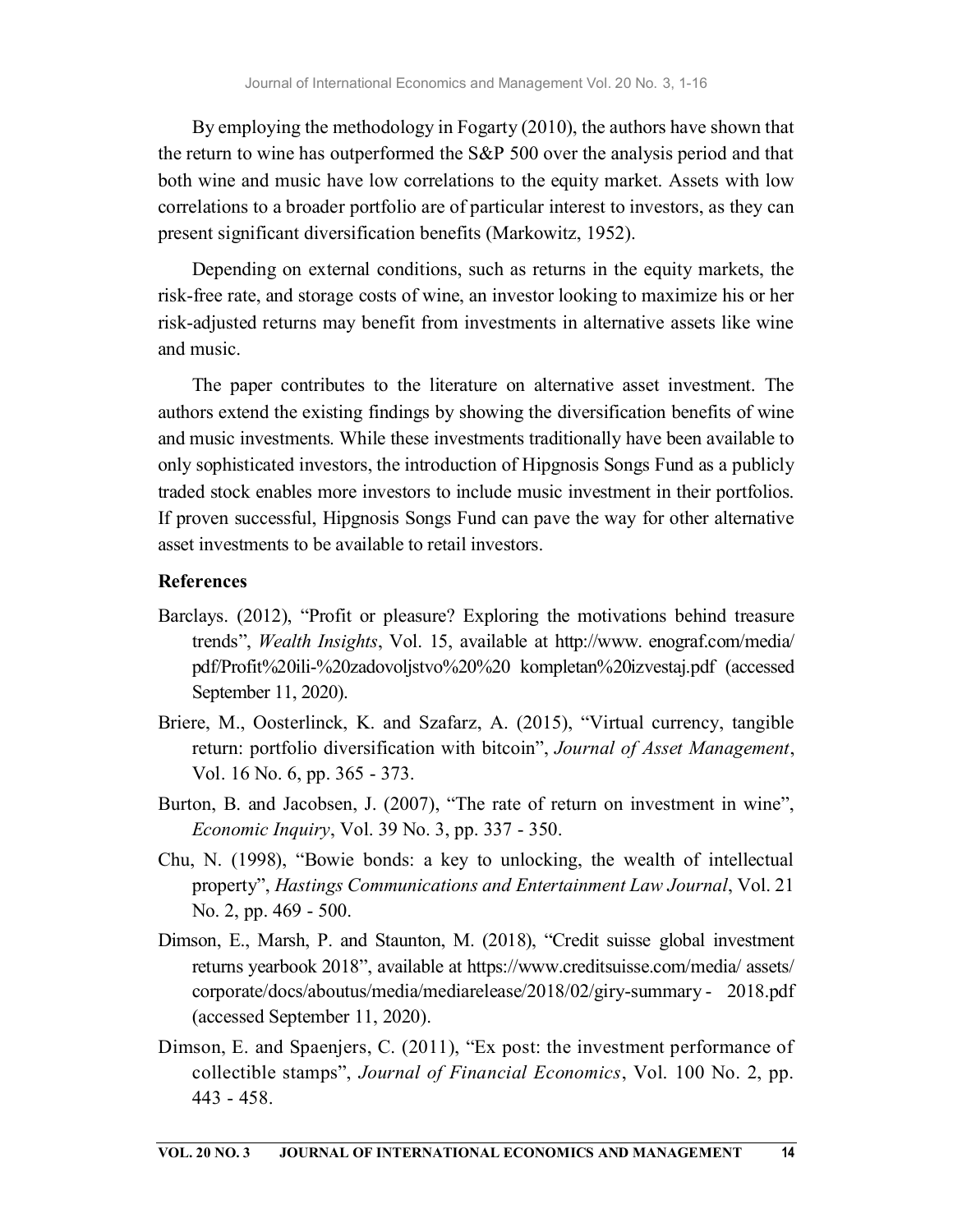By employing the methodology in Fogarty (2010), the authors have shown that the return to wine has outperformed the S&P 500 over the analysis period and that both wine and music have low correlations to the equity market. Assets with low correlations to a broader portfolio are of particular interest to investors, as they can present significant diversification benefits (Markowitz, 1952).

Depending on external conditions, such as returns in the equity markets, the risk-free rate, and storage costs of wine, an investor looking to maximize his or her risk-adjusted returns may benefit from investments in alternative assets like wine and music.

The paper contributes to the literature on alternative asset investment. The authors extend the existing findings by showing the diversification benefits of wine and music investments. While these investments traditionally have been available to only sophisticated investors, the introduction of Hipgnosis Songs Fund as a publicly traded stock enables more investors to include music investment in their portfolios. If proven successful, Hipgnosis Songs Fund can pave the way for other alternative asset investments to be available to retail investors.

## References

Barclays. (2012), "Profit or pleasure? Exploring the motivations behind treasure trends", *Wealth Insights*, Vol. 15, available at http://www. enograf.com/media/pdf/Profit%20ili-%20zadovoljstvo%20%20 kompletan%20izvestaj.pdf (accessed September 11, 2020).

Briere, M., Oosterlinck, K. and Szafarz, A. (2015), "Virtual currency, tangible return: portfolio diversification with bitcoin", *Journal of Asset Management*, Vol. 16 No. 6, pp. 365 - 373.

Burton, B. and Jacobsen, J. (2007), "The rate of return on investment in wine", *Economic Inquiry*, Vol. 39 No. 3, pp. 337 - 350.

Chu, N. (1998), "Bowie bonds: a key to unlocking, the wealth of intellectual property", *Hastings Communications and Entertainment Law Journal*, Vol. 21 No. 2, pp. 469 - 500.

Dimson, E., Marsh, P. and Staunton, M. (2018), "Credit suisse global investment returns yearbook 2018", available at https://www.creditsuisse.com/media/ assets/corporate/docs/aboutus/media/mediarelease/2018/02/giry-summary - 2018.pdf (accessed September 11, 2020).

Dimson, E. and Spaenjers, C. (2011), "Ex post: the investment performance of collectible stamps", *Journal of Financial Economics*, Vol. 100 No. 2, pp. 443 - 458.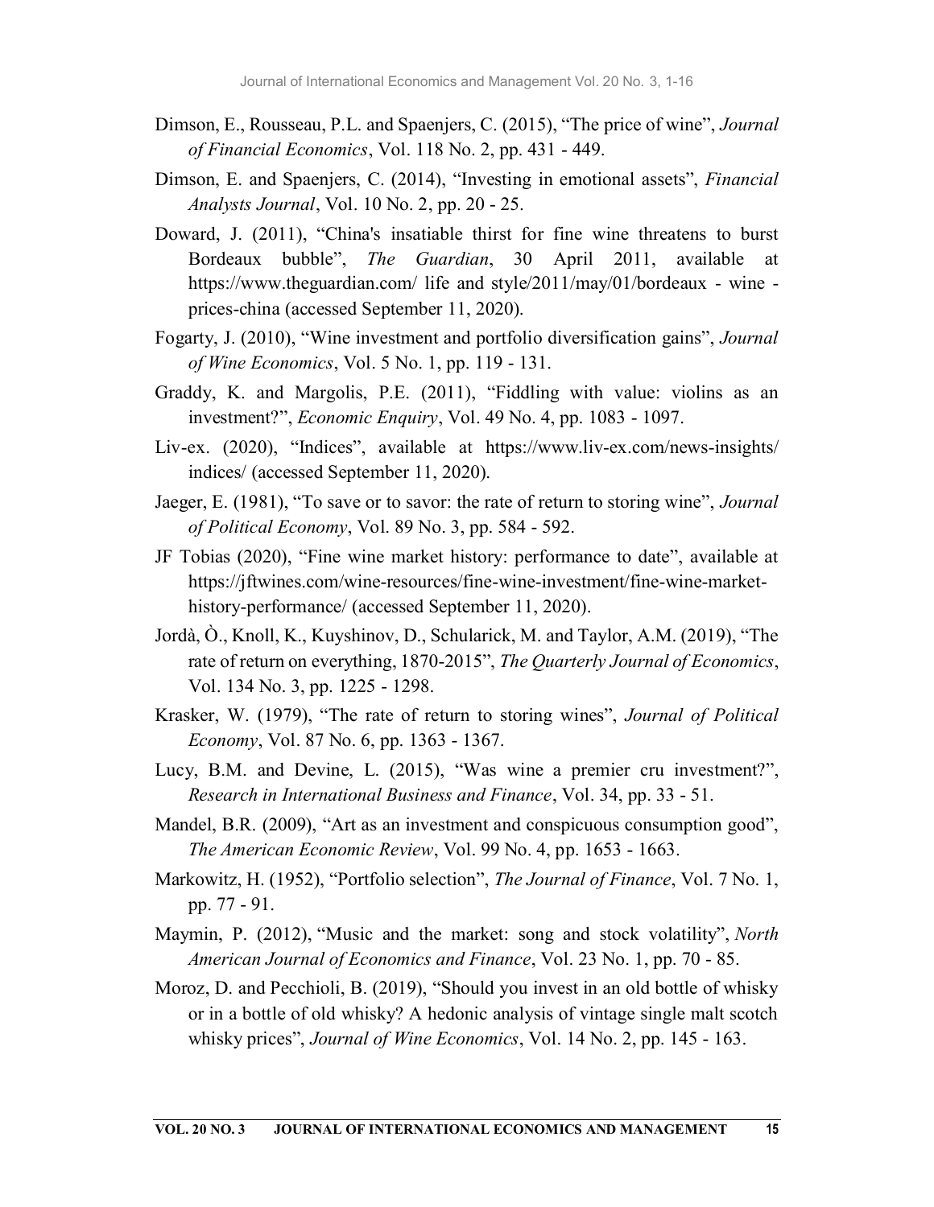Dimson, E., Rousseau, P.L. and Spaenjers, C. (2015), "The price of wine", *Journal of Financial Economics*, Vol. 118 No. 2, pp. 431 - 449.

Dimson, E. and Spaenjers, C. (2014), "Investing in emotional assets", *Financial Analysts Journal*, Vol. 10 No. 2, pp. 20 - 25.

Doward, J. (2011), "China's insatiable thirst for fine wine threatens to burst Bordeaux bubble", *The Guardian*, 30 April 2011, available at https://www.theguardian.com/ life and style/2011/may/01/bordeaux - wine - prices-china (accessed September 11, 2020).

Fogarty, J. (2010), "Wine investment and portfolio diversification gains", *Journal of Wine Economics*, Vol. 5 No. 1, pp. 119 - 131.

Graddy, K. and Margolis, P.E. (2011), "Fiddling with value: violins as an investment?", *Economic Enquiry*, Vol. 49 No. 4, pp. 1083 - 1097.

Liv-ex. (2020), "Indices", available at https://www.liv-ex.com/news-insights/ indices/ (accessed September 11, 2020).

Jaeger, E. (1981), "To save or to savor: the rate of return to storing wine", *Journal of Political Economy*, Vol. 89 No. 3, pp. 584 - 592.

JF Tobias (2020), "Fine wine market history: performance to date", available at https://jftwines.com/wine-resources/fine-wine-investment/fine-wine-market-history-performance/ (accessed September 11, 2020).

Jordà, Ò., Knoll, K., Kuyshinov, D., Schularick, M. and Taylor, A.M. (2019), "The rate of return on everything, 1870-2015", *The Quarterly Journal of Economics*, Vol. 134 No. 3, pp. 1225 - 1298.

Krasker, W. (1979), "The rate of return to storing wines", *Journal of Political Economy*, Vol. 87 No. 6, pp. 1363 - 1367.

Lucy, B.M. and Devine, L. (2015), "Was wine a premier cru investment?", *Research in International Business and Finance*, Vol. 34, pp. 33 - 51.

Mandel, B.R. (2009), "Art as an investment and conspicuous consumption good", *The American Economic Review*, Vol. 99 No. 4, pp. 1653 - 1663.

Markowitz, H. (1952), "Portfolio selection", *The Journal of Finance*, Vol. 7 No. 1, pp. 77 - 91.

Maymin, P. (2012), "Music and the market: song and stock volatility", *North American Journal of Economics and Finance*, Vol. 23 No. 1, pp. 70 - 85.

Moroz, D. and Pecchioli, B. (2019), "Should you invest in an old bottle of whisky or in a bottle of old whisky? A hedonic analysis of vintage single malt scotch whisky prices", *Journal of Wine Economics*, Vol. 14 No. 2, pp. 145 - 163.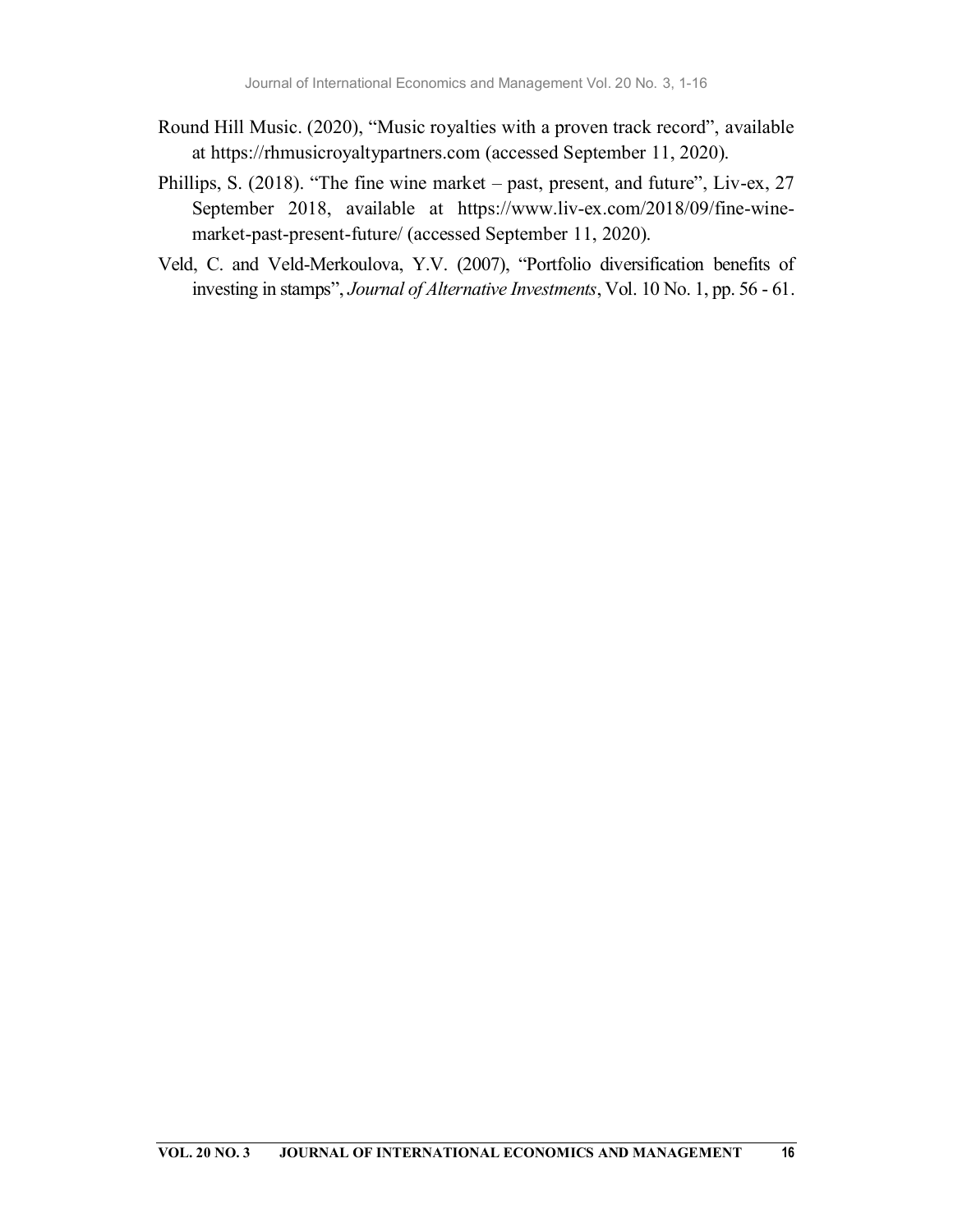Round Hill Music. (2020), “Music royalties with a proven track record”, available at https://rhmusicroyaltypartners.com (accessed September 11, 2020).

Phillips, S. (2018). “The fine wine market – past, present, and future”, Liv-ex, 27 September 2018, available at https://www.liv-ex.com/2018/09/fine-wine-market-past-present-future/ (accessed September 11, 2020).

Veld, C. and Veld-Merkoulova, Y.V. (2007), “Portfolio diversification benefits of investing in stamps”, *Journal of Alternative Investments*, Vol. 10 No. 1, pp. 56 - 61.